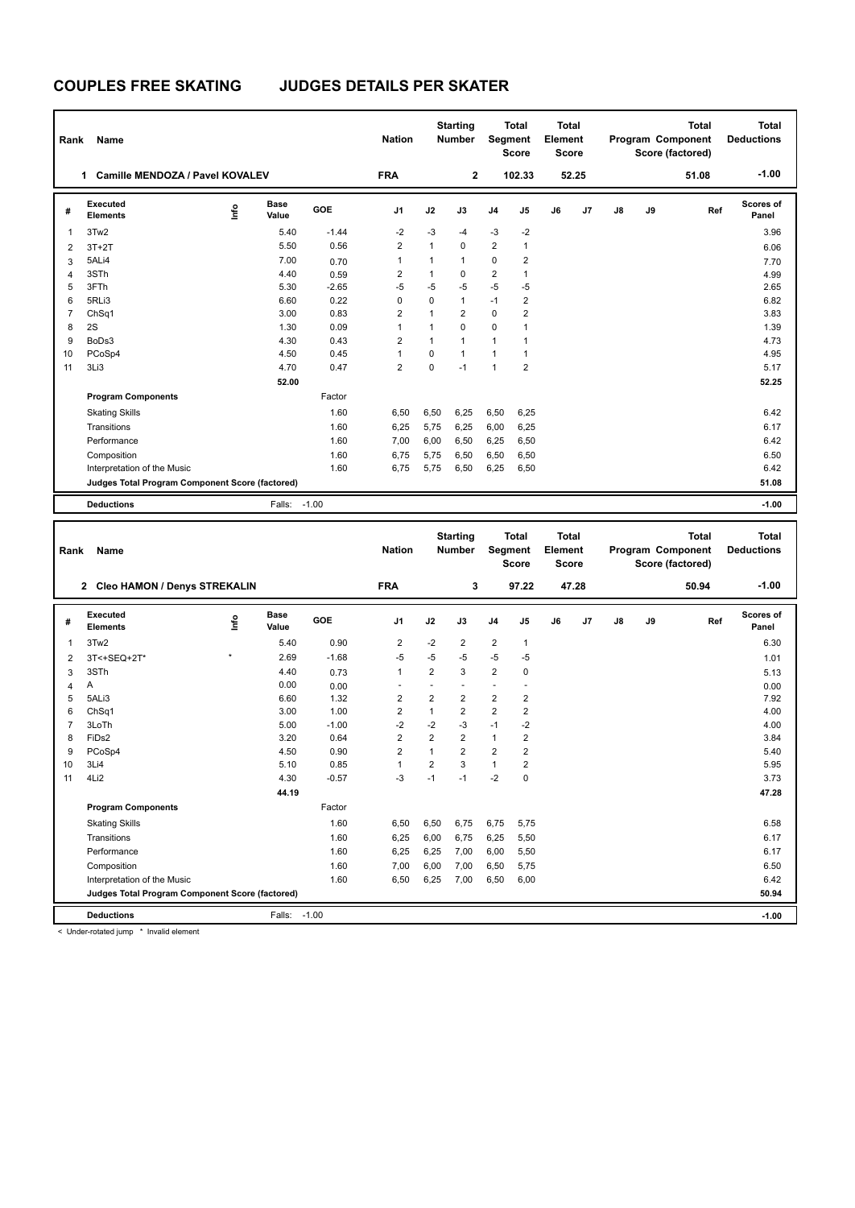# COUPLES FREE SKATING    JUDGES DETAILS PER SKATER

| Rank | Name | Nation | Starting Number | Total Segment Score | Total Element Score | Total Program Component Score (factored) | Total Deductions |
|---|---|---|---|---|---|---|---|
| 1 | Camille MENDOZA / Pavel KOVALEV | FRA | 2 | 102.33 | 52.25 | 51.08 | -1.00 |

| # | Executed Elements | Info | Base Value | GOE | J1 | J2 | J3 | J4 | J5 | J6 | J7 | J8 | J9 | Ref | Scores of Panel |
|---|---|---|---|---|---|---|---|---|---|---|---|---|---|---|---|
| 1 | 3Tw2 | | 5.40 | -1.44 | -2 | -3 | -4 | -3 | -2 | | | | | | 3.96 |
| 2 | 3T+2T | | 5.50 | 0.56 | 2 | 1 | 0 | 2 | 1 | | | | | | 6.06 |
| 3 | 5ALi4 | | 7.00 | 0.70 | 1 | 1 | 1 | 0 | 2 | | | | | | 7.70 |
| 4 | 3STh | | 4.40 | 0.59 | 2 | 1 | 0 | 2 | 1 | | | | | | 4.99 |
| 5 | 3FTh | | 5.30 | -2.65 | -5 | -5 | -5 | -5 | -5 | | | | | | 2.65 |
| 6 | 5RLi3 | | 6.60 | 0.22 | 0 | 0 | 1 | -1 | 2 | | | | | | 6.82 |
| 7 | ChSq1 | | 3.00 | 0.83 | 2 | 1 | 2 | 0 | 2 | | | | | | 3.83 |
| 8 | 2S | | 1.30 | 0.09 | 1 | 1 | 0 | 0 | 1 | | | | | | 1.39 |
| 9 | BoDs3 | | 4.30 | 0.43 | 2 | 1 | 1 | 1 | 1 | | | | | | 4.73 |
| 10 | PCoSp4 | | 4.50 | 0.45 | 1 | 0 | 1 | 1 | 1 | | | | | | 4.95 |
| 11 | 3Li3 | | 4.70 | 0.47 | 2 | 0 | -1 | 1 | 2 | | | | | | 5.17 |
| | | | 52.00 | | | | | | | | | | | | 52.25 |
| | **Program Components** | | | Factor | | | | | | | | | | | |
| | Skating Skills | | | 1.60 | 6,50 | 6,50 | 6,25 | 6,50 | 6,25 | | | | | | 6.42 |
| | Transitions | | | 1.60 | 6,25 | 5,75 | 6,25 | 6,00 | 6,25 | | | | | | 6.17 |
| | Performance | | | 1.60 | 7,00 | 6,00 | 6,50 | 6,25 | 6,50 | | | | | | 6.42 |
| | Composition | | | 1.60 | 6,75 | 5,75 | 6,50 | 6,50 | 6,50 | | | | | | 6.50 |
| | Interpretation of the Music | | | 1.60 | 6,75 | 5,75 | 6,50 | 6,25 | 6,50 | | | | | | 6.42 |
| | **Judges Total Program Component Score (factored)** | | | | | | | | | | | | | | 51.08 |
| | **Deductions** | | Falls: | -1.00 | | | | | | | | | | | -1.00 |

| Rank | Name | Nation | Starting Number | Total Segment Score | Total Element Score | Total Program Component Score (factored) | Total Deductions |
|---|---|---|---|---|---|---|---|
| 2 | Cleo HAMON / Denys STREKALIN | FRA | 3 | 97.22 | 47.28 | 50.94 | -1.00 |

| # | Executed Elements | Info | Base Value | GOE | J1 | J2 | J3 | J4 | J5 | J6 | J7 | J8 | J9 | Ref | Scores of Panel |
|---|---|---|---|---|---|---|---|---|---|---|---|---|---|---|---|
| 1 | 3Tw2 | | 5.40 | 0.90 | 2 | -2 | 2 | 2 | 1 | | | | | | 6.30 |
| 2 | 3T<+SEQ+2T* | * | 2.69 | -1.68 | -5 | -5 | -5 | -5 | -5 | | | | | | 1.01 |
| 3 | 3STh | | 4.40 | 0.73 | 1 | 2 | 3 | 2 | 0 | | | | | | 5.13 |
| 4 | A | | 0.00 | 0.00 | - | - | - | - | - | | | | | | 0.00 |
| 5 | 5ALi3 | | 6.60 | 1.32 | 2 | 2 | 2 | 2 | 2 | | | | | | 7.92 |
| 6 | ChSq1 | | 3.00 | 1.00 | 2 | 1 | 2 | 2 | 2 | | | | | | 4.00 |
| 7 | 3LoTh | | 5.00 | -1.00 | -2 | -2 | -3 | -1 | -2 | | | | | | 4.00 |
| 8 | FiDs2 | | 3.20 | 0.64 | 2 | 2 | 2 | 1 | 2 | | | | | | 3.84 |
| 9 | PCoSp4 | | 4.50 | 0.90 | 2 | 1 | 2 | 2 | 2 | | | | | | 5.40 |
| 10 | 3Li4 | | 5.10 | 0.85 | 1 | 2 | 3 | 1 | 2 | | | | | | 5.95 |
| 11 | 4Li2 | | 4.30 | -0.57 | -3 | -1 | -1 | -2 | 0 | | | | | | 3.73 |
| | | | 44.19 | | | | | | | | | | | | 47.28 |
| | **Program Components** | | | Factor | | | | | | | | | | | |
| | Skating Skills | | | 1.60 | 6,50 | 6,50 | 6,75 | 6,75 | 5,75 | | | | | | 6.58 |
| | Transitions | | | 1.60 | 6,25 | 6,00 | 6,75 | 6,25 | 5,50 | | | | | | 6.17 |
| | Performance | | | 1.60 | 6,25 | 6,25 | 7,00 | 6,00 | 5,50 | | | | | | 6.17 |
| | Composition | | | 1.60 | 7,00 | 6,00 | 7,00 | 6,50 | 5,75 | | | | | | 6.50 |
| | Interpretation of the Music | | | 1.60 | 6,50 | 6,25 | 7,00 | 6,50 | 6,00 | | | | | | 6.42 |
| | **Judges Total Program Component Score (factored)** | | | | | | | | | | | | | | 50.94 |
| | **Deductions** | | Falls: | -1.00 | | | | | | | | | | | -1.00 |

< Under-rotated jump   * Invalid element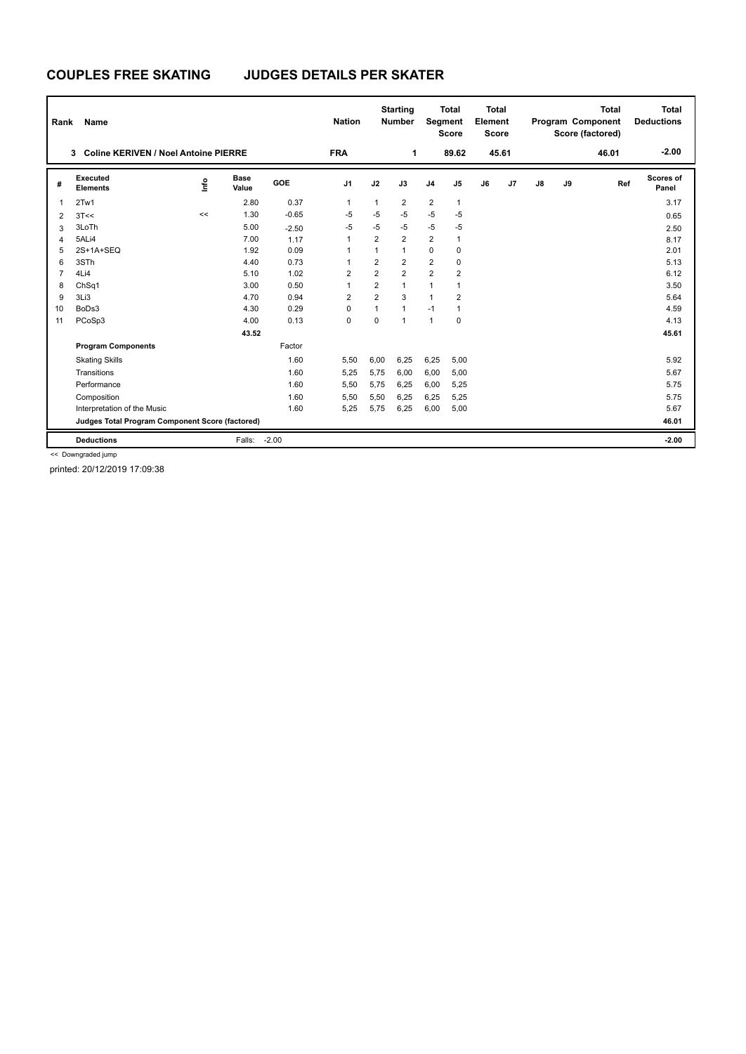# COUPLES FREE SKATING JUDGES DETAILS PER SKATER

| Rank | Name | Nation | Starting Number | Total Segment Score | Total Element Score | Total Program Component Score (factored) | Total Deductions |
|---|---|---|---|---|---|---|---|
| 3 | Coline KERIVEN / Noel Antoine PIERRE | FRA | 1 | 89.62 | 45.61 | 46.01 | -2.00 |

| # | Executed Elements | Info | Base Value | GOE | J1 | J2 | J3 | J4 | J5 | J6 | J7 | J8 | J9 | Ref | Scores of Panel |
|---|---|---|---|---|---|---|---|---|---|---|---|---|---|---|---|
| 1 | 2Tw1 | | 2.80 | 0.37 | 1 | 1 | 2 | 2 | 1 | | | | | | 3.17 |
| 2 | 3T<< | << | 1.30 | -0.65 | -5 | -5 | -5 | -5 | -5 | | | | | | 0.65 |
| 3 | 3LoTh | | 5.00 | -2.50 | -5 | -5 | -5 | -5 | -5 | | | | | | 2.50 |
| 4 | 5ALi4 | | 7.00 | 1.17 | 1 | 2 | 2 | 2 | 1 | | | | | | 8.17 |
| 5 | 2S+1A+SEQ | | 1.92 | 0.09 | 1 | 1 | 1 | 0 | 0 | | | | | | 2.01 |
| 6 | 3STh | | 4.40 | 0.73 | 1 | 2 | 2 | 2 | 0 | | | | | | 5.13 |
| 7 | 4Li4 | | 5.10 | 1.02 | 2 | 2 | 2 | 2 | 2 | | | | | | 6.12 |
| 8 | ChSq1 | | 3.00 | 0.50 | 1 | 2 | 1 | 1 | 1 | | | | | | 3.50 |
| 9 | 3Li3 | | 4.70 | 0.94 | 2 | 2 | 3 | 1 | 2 | | | | | | 5.64 |
| 10 | BoDs3 | | 4.30 | 0.29 | 0 | 1 | 1 | -1 | 1 | | | | | | 4.59 |
| 11 | PCoSp3 | | 4.00 | 0.13 | 0 | 0 | 1 | 1 | 0 | | | | | | 4.13 |
| | | | 43.52 | | | | | | | | | | | | 45.61 |
| | **Program Components** | | | Factor | | | | | | | | | | | |
| | Skating Skills | | | 1.60 | 5,50 | 6,00 | 6,25 | 6,25 | 5,00 | | | | | | 5.92 |
| | Transitions | | | 1.60 | 5,25 | 5,75 | 6,00 | 6,00 | 5,00 | | | | | | 5.67 |
| | Performance | | | 1.60 | 5,50 | 5,75 | 6,25 | 6,00 | 5,25 | | | | | | 5.75 |
| | Composition | | | 1.60 | 5,50 | 5,50 | 6,25 | 6,25 | 5,25 | | | | | | 5.75 |
| | Interpretation of the Music | | | 1.60 | 5,25 | 5,75 | 6,25 | 6,00 | 5,00 | | | | | | 5.67 |
| | **Judges Total Program Component Score (factored)** | | | | | | | | | | | | | | 46.01 |
| | **Deductions** | | Falls: | -2.00 | | | | | | | | | | | -2.00 |

<< Downgraded jump

printed: 20/12/2019 17:09:38